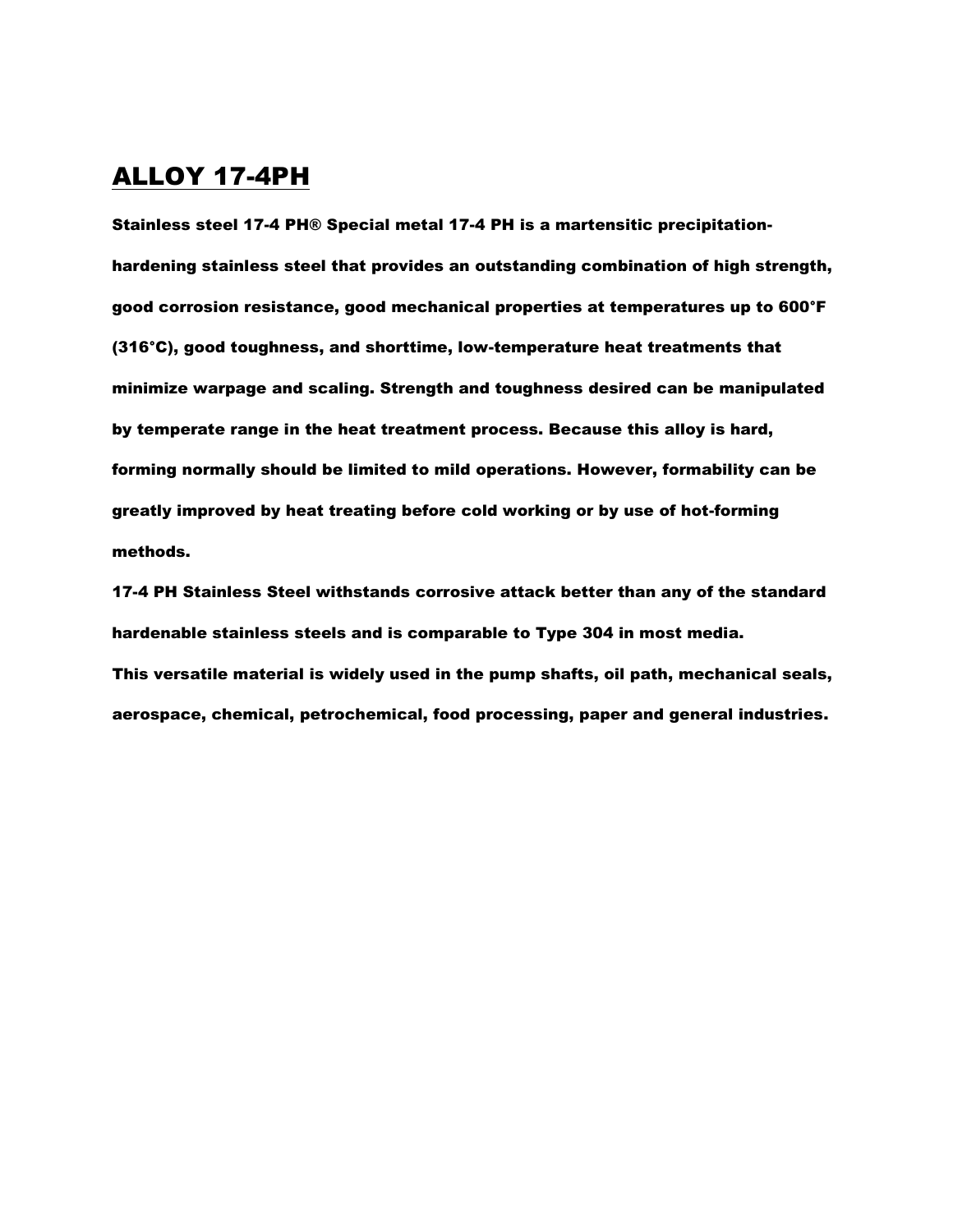# ALLOY 17-4PH

**Stainless steel 17-4 PH® Special metal 17-4 PH is a martensitic precipitation-hardening stainless steel that provides an outstanding combination of high strength, good corrosion resistance, good mechanical properties at temperatures up to 600°F (316°C), good toughness, and shorttime, low-temperature heat treatments that minimize warpage and scaling. Strength and toughness desired can be manipulated by temperate range in the heat treatment process. Because this alloy is hard, forming normally should be limited to mild operations. However, formability can be greatly improved by heat treating before cold working or by use of hot-forming methods.**

**17-4 PH Stainless Steel withstands corrosive attack better than any of the standard hardenable stainless steels and is comparable to Type 304 in most media.**

**This versatile material is widely used in the pump shafts, oil path, mechanical seals, aerospace, chemical, petrochemical, food processing, paper and general industries.**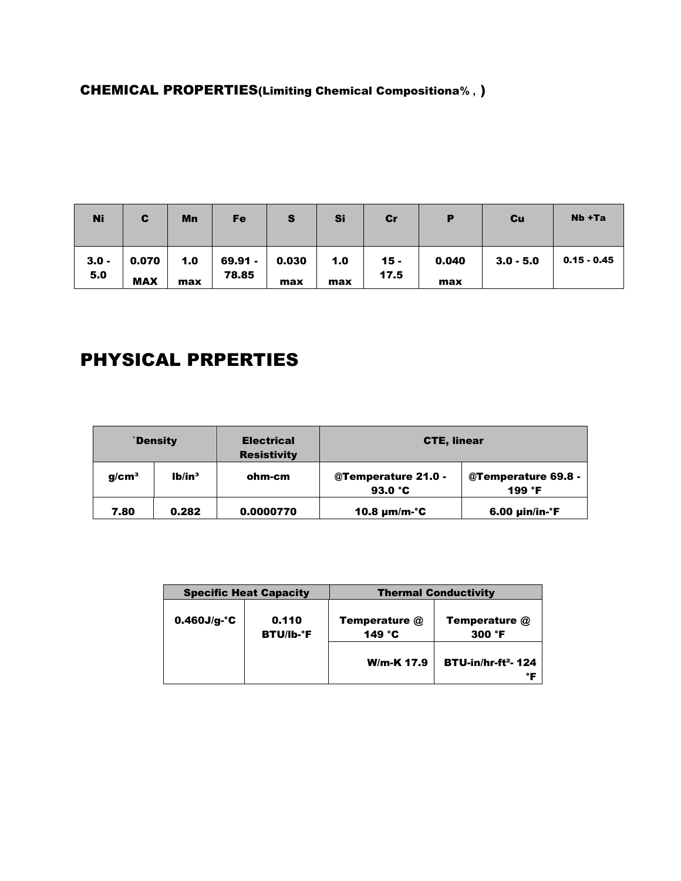## CHEMICAL PROPERTIES(Limiting Chemical Compositiona%, )

| Ni | C | Mn | Fe | S | Si | Cr | P | Cu | Nb +Ta |
|---|---|---|---|---|---|---|---|---|---|
| 3.0 - 5.0 | 0.070 MAX | 1.0 max | 69.91 - 78.85 | 0.030 max | 1.0 max | 15 - 17.5 | 0.040 max | 3.0 - 5.0 | 0.15 - 0.45 |

# PHYSICAL PRPERTIES

| `Density | | Electrical Resistivity | CTE, linear | |
|---|---|---|---|---|
| g/cm³ | lb/in³ | ohm-cm | @Temperature 21.0 - 93.0 °C | @Temperature 69.8 - 199 °F |
| 7.80 | 0.282 | 0.0000770 | 10.8 µm/m-°C | 6.00 µin/in-°F |

| Specific Heat Capacity | | Thermal Conductivity | |
|---|---|---|---|
| 0.460J/g-°C | 0.110 BTU/lb-°F | Temperature @ 149 °C | Temperature @ 300 °F |
| | | W/m-K 17.9 | BTU-in/hr-ft²- 124 °F |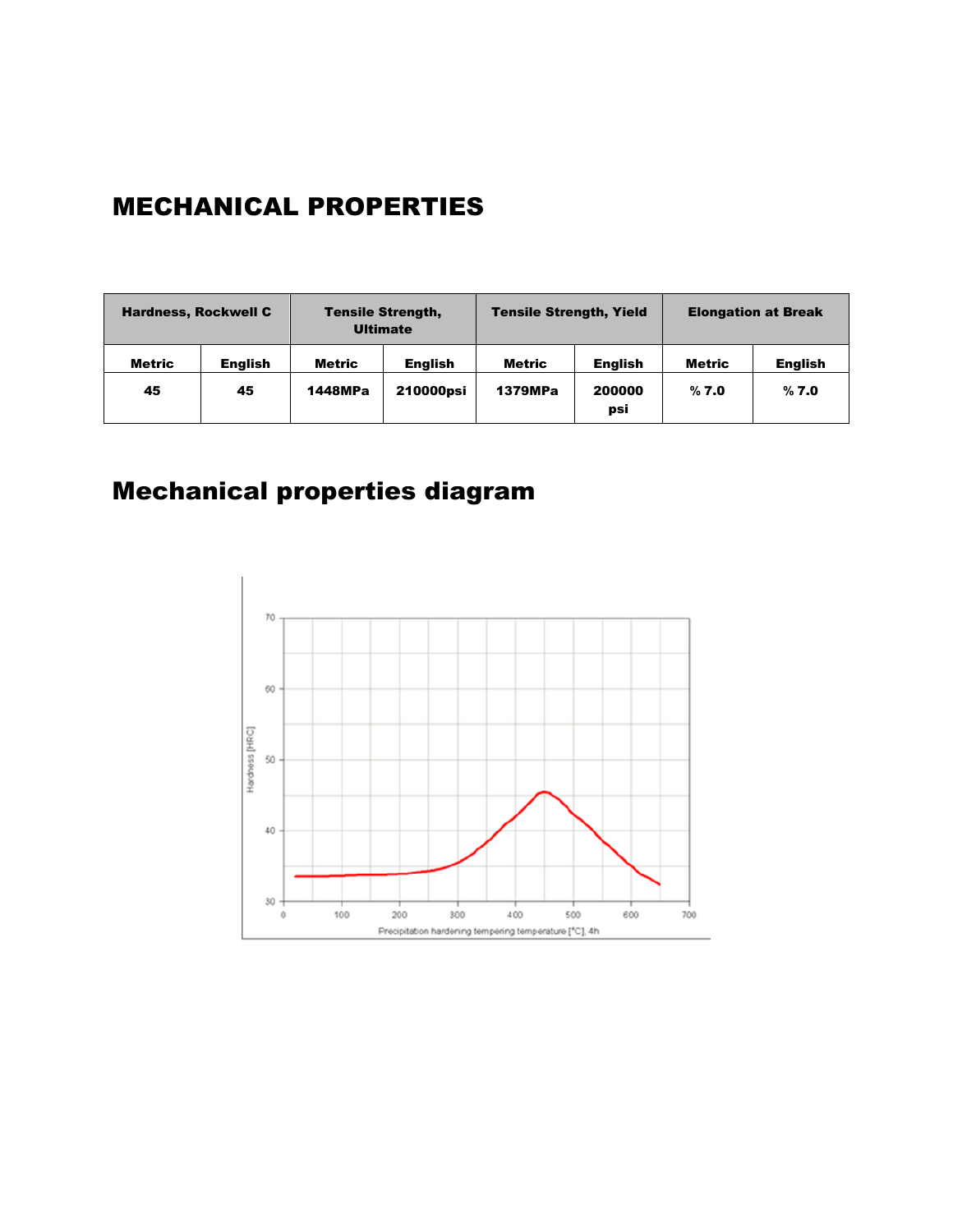## MECHANICAL PROPERTIES

| Hardness, Rockwell C | | Tensile Strength, Ultimate | | Tensile Strength, Yield | | Elongation at Break | |
|---|---|---|---|---|---|---|---|
| **Metric** | **English** | **Metric** | **English** | **Metric** | **English** | **Metric** | **English** |
| 45 | 45 | 1448MPa | 210000psi | 1379MPa | 200000 psi | % 7.0 | % 7.0 |

## Mechanical properties diagram

Hardness [HRC]

70
60
50
40
30

0 100 200 300 400 500 600 700

Precipitation hardening tempering temperature [°C], 4h